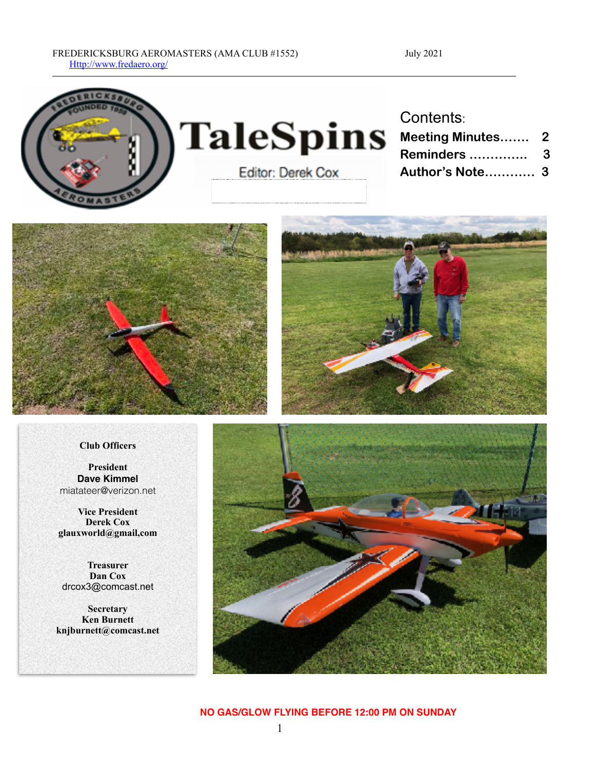FREDERICKSBURG AEROMASTERS (AMA CLUB #1552) July 2021
Http://www.fredaero.org/

# TaleSpins

Editor: Derek Cox

**Contents:**

**Meeting Minutes……. 2**
**Reminders ………….. 3**
**Author's Note………… 3**

**Club Officers**

**President**
**Dave Kimmel**
miatateer@verizon.net

**Vice President**
**Derek Cox**
**glauxworld@gmail,com**

**Treasurer**
**Dan Cox**
drcox3@comcast.net

**Secretary**
**Ken Burnett**
**knjburnett@comcast.net**

**NO GAS/GLOW FLYING BEFORE 12:00 PM ON SUNDAY**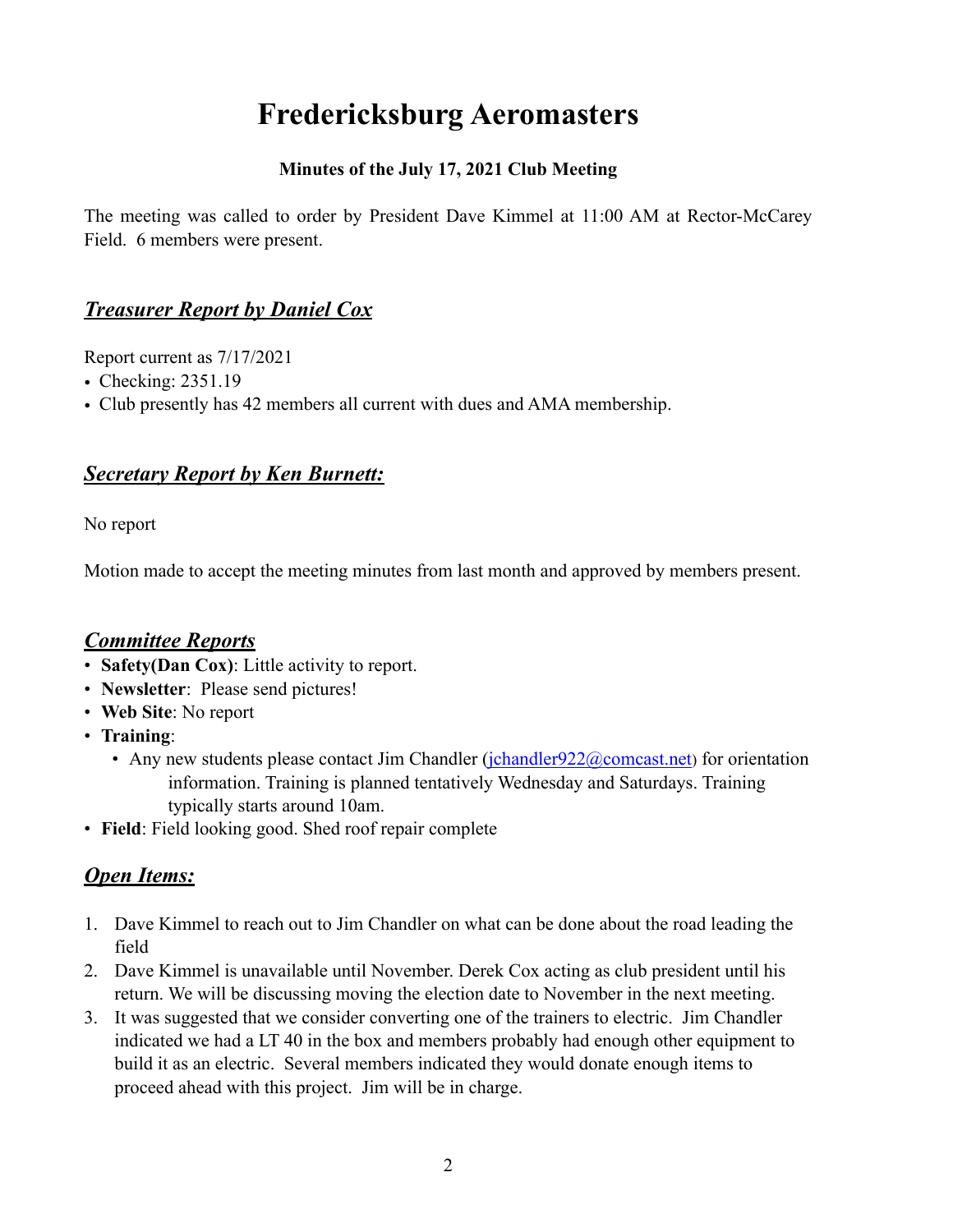# Fredericksburg Aeromasters

**Minutes of the July 17, 2021 Club Meeting**

The meeting was called to order by President Dave Kimmel at 11:00 AM at Rector-McCarey Field. 6 members were present.

## ***Treasurer Report by Daniel Cox***

Report current as 7/17/2021

- Checking: 2351.19
- Club presently has 42 members all current with dues and AMA membership.

## ***Secretary Report by Ken Burnett:***

No report

Motion made to accept the meeting minutes from last month and approved by members present.

## ***Committee Reports***

- **Safety(Dan Cox)**: Little activity to report.
- **Newsletter**: Please send pictures!
- **Web Site**: No report
- **Training**:
  - Any new students please contact Jim Chandler (jchandler922@comcast.net) for orientation information. Training is planned tentatively Wednesday and Saturdays. Training typically starts around 10am.
- **Field**: Field looking good. Shed roof repair complete

## ***Open Items:***

1. Dave Kimmel to reach out to Jim Chandler on what can be done about the road leading the field
2. Dave Kimmel is unavailable until November. Derek Cox acting as club president until his return. We will be discussing moving the election date to November in the next meeting.
3. It was suggested that we consider converting one of the trainers to electric. Jim Chandler indicated we had a LT 40 in the box and members probably had enough other equipment to build it as an electric. Several members indicated they would donate enough items to proceed ahead with this project. Jim will be in charge.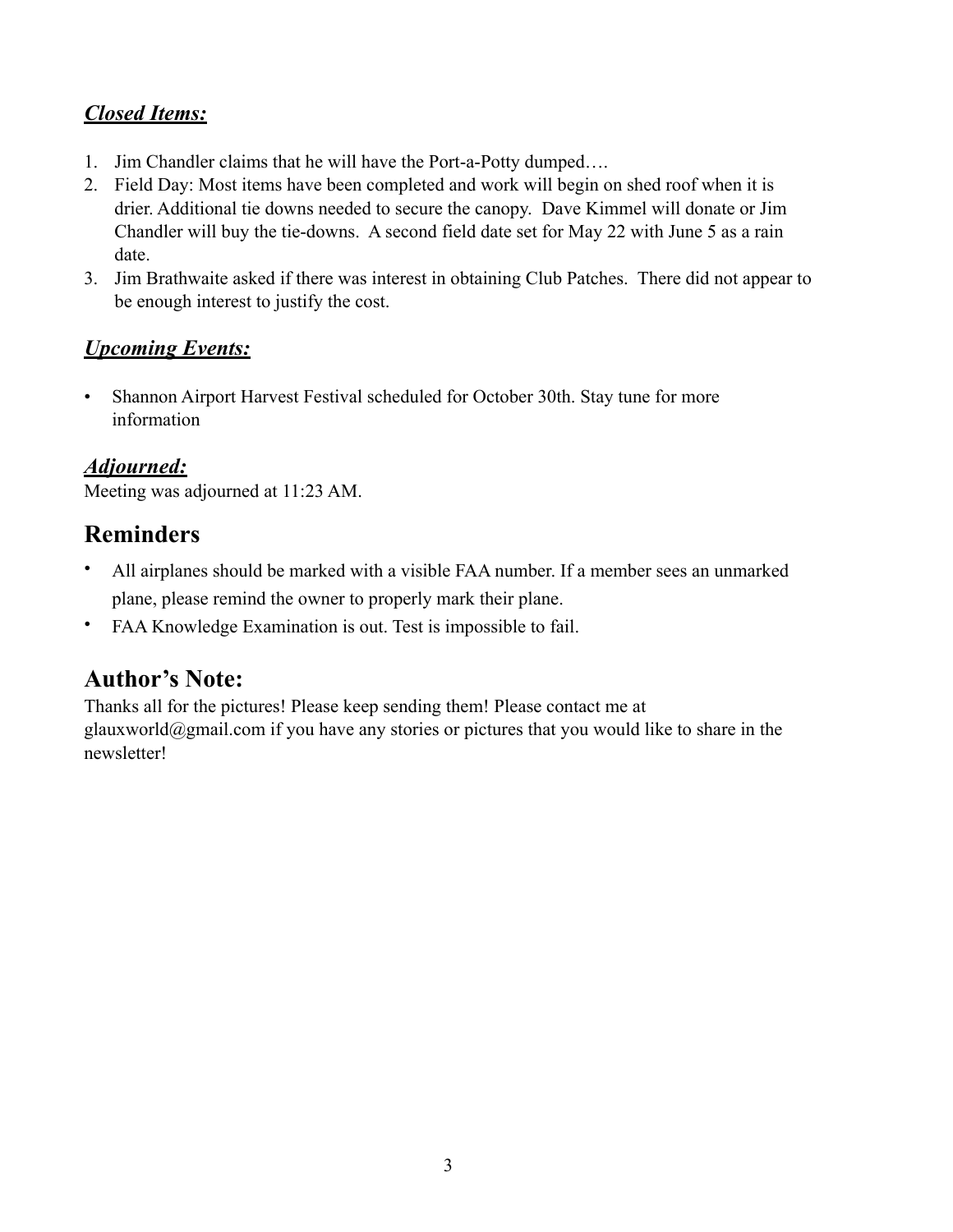***Closed Items:***

1. Jim Chandler claims that he will have the Port-a-Potty dumped….
2. Field Day: Most items have been completed and work will begin on shed roof when it is drier. Additional tie downs needed to secure the canopy.  Dave Kimmel will donate or Jim Chandler will buy the tie-downs.  A second field date set for May 22 with June 5 as a rain date.
3. Jim Brathwaite asked if there was interest in obtaining Club Patches.  There did not appear to be enough interest to justify the cost.

***Upcoming Events:***

- Shannon Airport Harvest Festival scheduled for October 30th. Stay tune for more information

***Adjourned:***

Meeting was adjourned at 11:23 AM.

## Reminders

- All airplanes should be marked with a visible FAA number. If a member sees an unmarked plane, please remind the owner to properly mark their plane.
- FAA Knowledge Examination is out. Test is impossible to fail.

## Author's Note:

Thanks all for the pictures! Please keep sending them! Please contact me at glauxworld@gmail.com if you have any stories or pictures that you would like to share in the newsletter!